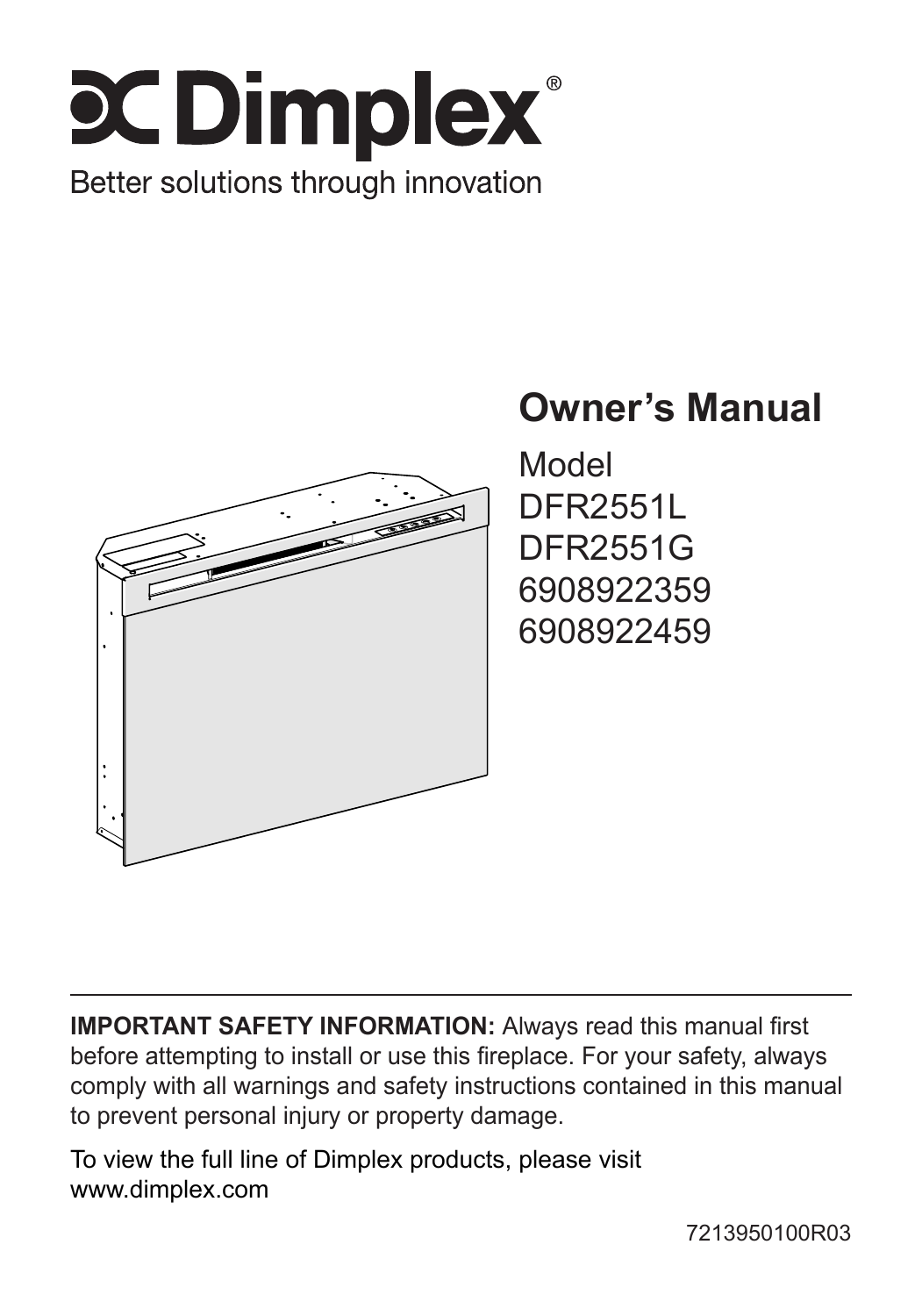# Dimplex®

Better solutions through innovation

## Owner's Manual

Model
DFR2551L
DFR2551G
6908922359
6908922459

**IMPORTANT SAFETY INFORMATION:** Always read this manual first before attempting to install or use this fireplace. For your safety, always comply with all warnings and safety instructions contained in this manual to prevent personal injury or property damage.

To view the full line of Dimplex products, please visit www.dimplex.com

7213950100R03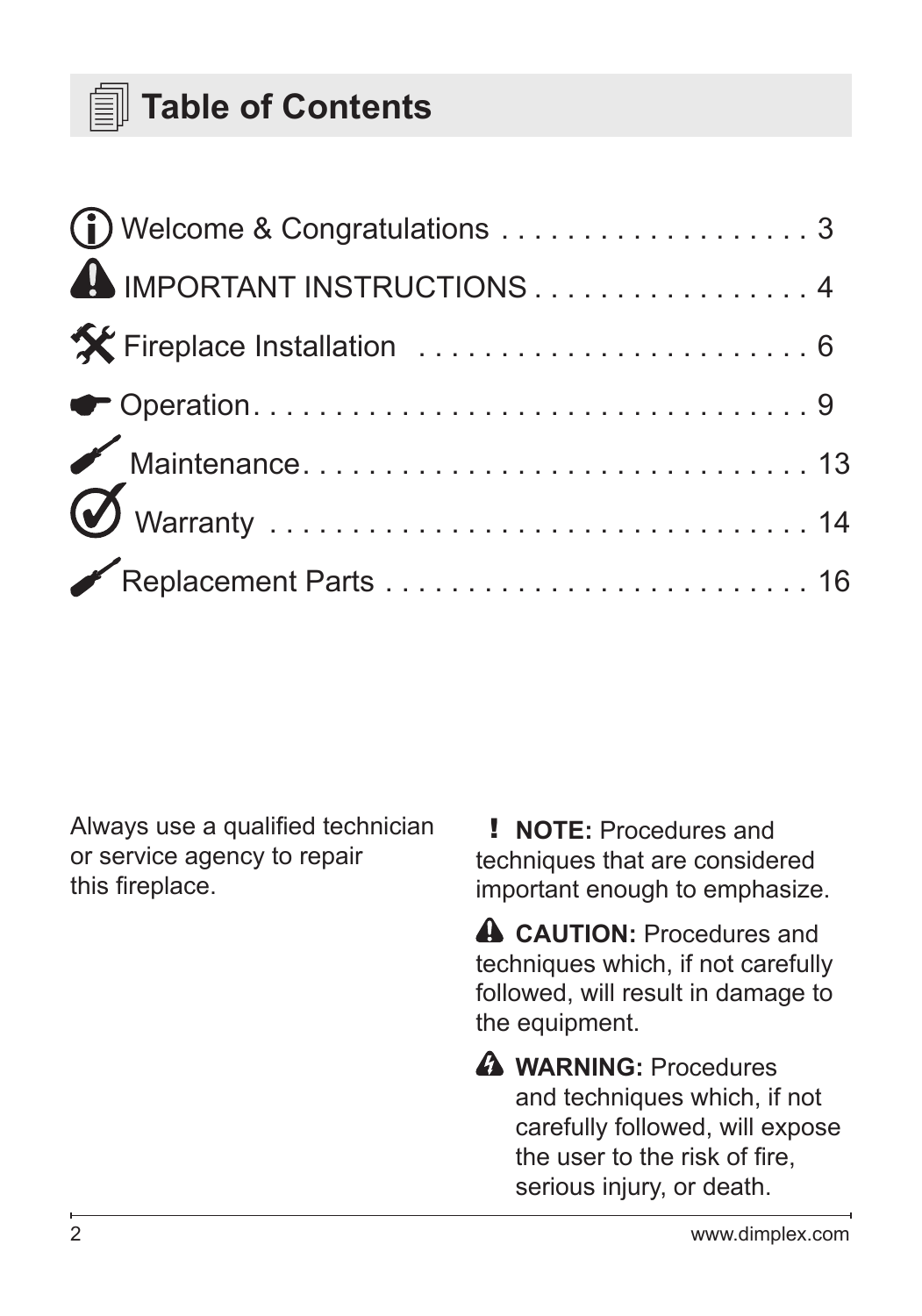# Table of Contents

| | |
|---|---|
| Welcome & Congratulations | 3 |
| IMPORTANT INSTRUCTIONS | 4 |
| Fireplace Installation | 6 |
| Operation | 9 |
| Maintenance | 13 |
| Warranty | 14 |
| Replacement Parts | 16 |

Always use a qualified technician or service agency to repair this fireplace.

**! NOTE:** Procedures and techniques that are considered important enough to emphasize.

**CAUTION:** Procedures and techniques which, if not carefully followed, will result in damage to the equipment.

**WARNING:** Procedures and techniques which, if not carefully followed, will expose the user to the risk of fire, serious injury, or death.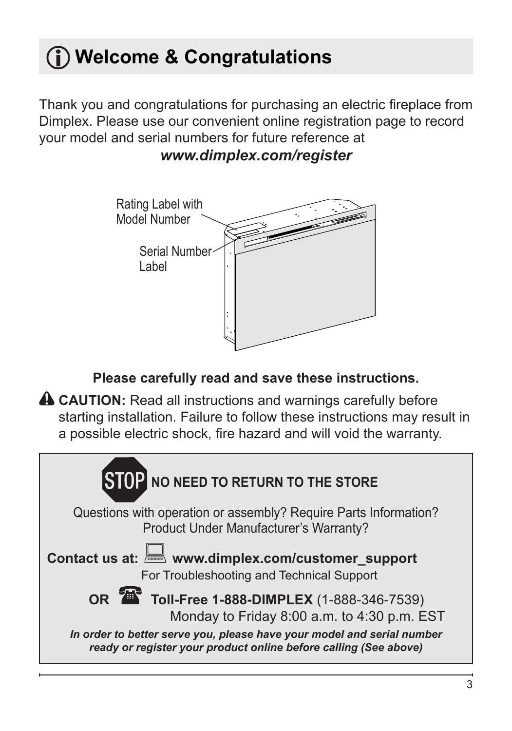# Welcome & Congratulations

Thank you and congratulations for purchasing an electric fireplace from Dimplex. Please use our convenient online registration page to record your model and serial numbers for future reference at

***www.dimplex.com/register***

Rating Label with Model Number

Serial Number Label

**Please carefully read and save these instructions.**

**CAUTION:** Read all instructions and warnings carefully before starting installation. Failure to follow these instructions may result in a possible electric shock, fire hazard and will void the warranty.

**STOP NO NEED TO RETURN TO THE STORE**

Questions with operation or assembly? Require Parts Information? Product Under Manufacturer's Warranty?

**Contact us at: www.dimplex.com/customer_support**

For Troubleshooting and Technical Support

**OR Toll-Free 1-888-DIMPLEX** (1-888-346-7539)

Monday to Friday 8:00 a.m. to 4:30 p.m. EST

***In order to better serve you, please have your model and serial number ready or register your product online before calling (See above)***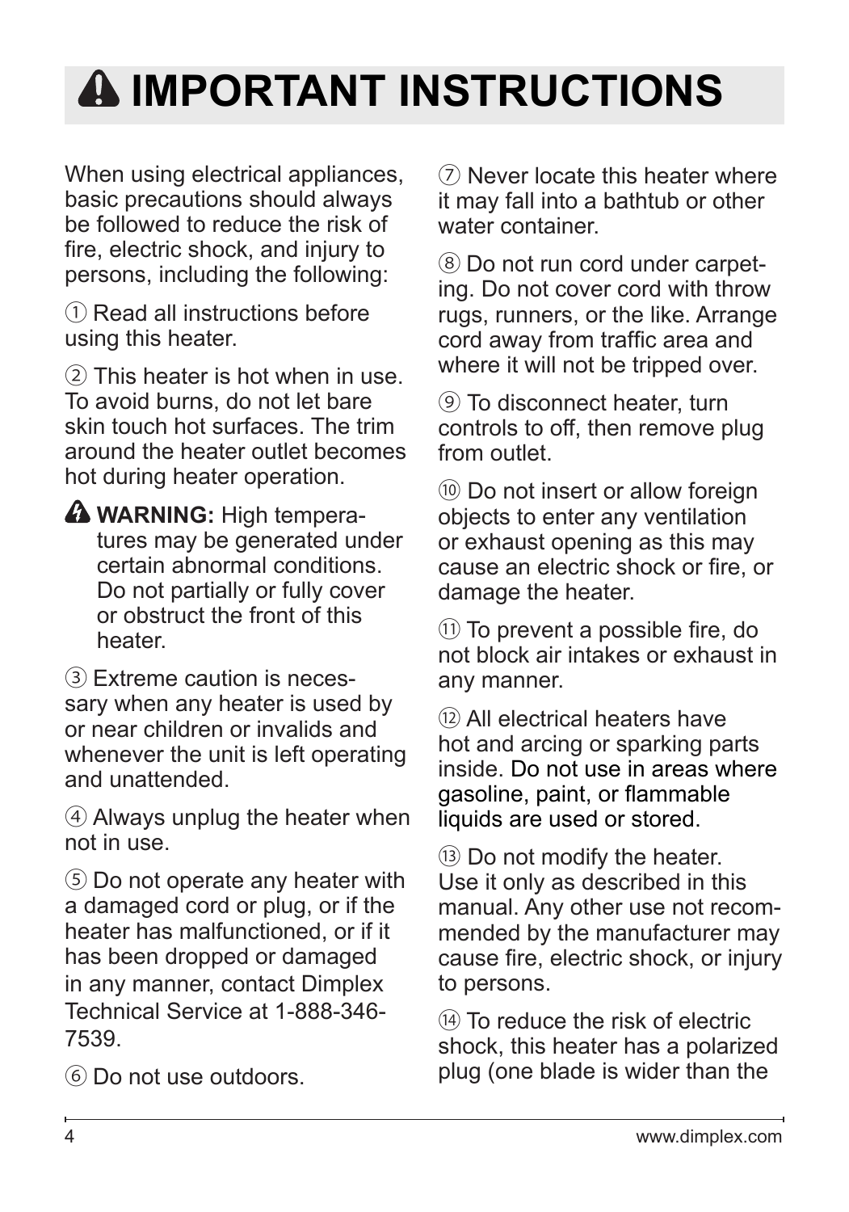# ⚠ IMPORTANT INSTRUCTIONS

When using electrical appliances, basic precautions should always be followed to reduce the risk of fire, electric shock, and injury to persons, including the following:

① Read all instructions before using this heater.

② This heater is hot when in use. To avoid burns, do not let bare skin touch hot surfaces. The trim around the heater outlet becomes hot during heater operation.

⚠ **WARNING:** High temperatures may be generated under certain abnormal conditions. Do not partially or fully cover or obstruct the front of this heater.

③ Extreme caution is necessary when any heater is used by or near children or invalids and whenever the unit is left operating and unattended.

④ Always unplug the heater when not in use.

⑤ Do not operate any heater with a damaged cord or plug, or if the heater has malfunctioned, or if it has been dropped or damaged in any manner, contact Dimplex Technical Service at 1-888-346-7539.

⑥ Do not use outdoors.

⑦ Never locate this heater where it may fall into a bathtub or other water container.

⑧ Do not run cord under carpeting. Do not cover cord with throw rugs, runners, or the like. Arrange cord away from traffic area and where it will not be tripped over.

⑨ To disconnect heater, turn controls to off, then remove plug from outlet.

⑩ Do not insert or allow foreign objects to enter any ventilation or exhaust opening as this may cause an electric shock or fire, or damage the heater.

⑪ To prevent a possible fire, do not block air intakes or exhaust in any manner.

⑫ All electrical heaters have hot and arcing or sparking parts inside. Do not use in areas where gasoline, paint, or flammable liquids are used or stored.

⑬ Do not modify the heater. Use it only as described in this manual. Any other use not recommended by the manufacturer may cause fire, electric shock, or injury to persons.

⑭ To reduce the risk of electric shock, this heater has a polarized plug (one blade is wider than the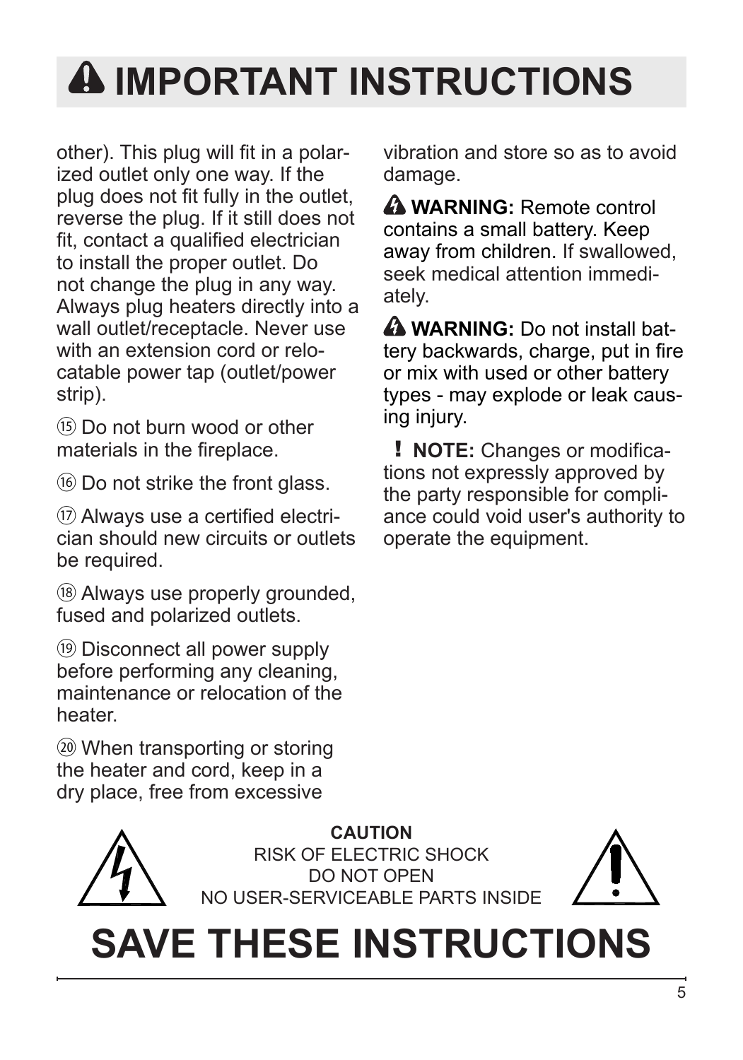# ⚠ IMPORTANT INSTRUCTIONS

other). This plug will fit in a polarized outlet only one way. If the plug does not fit fully in the outlet, reverse the plug. If it still does not fit, contact a qualified electrician to install the proper outlet. Do not change the plug in any way. Always plug heaters directly into a wall outlet/receptacle. Never use with an extension cord or relocatable power tap (outlet/power strip).

⑮ Do not burn wood or other materials in the fireplace.

⑯ Do not strike the front glass.

⑰ Always use a certified electrician should new circuits or outlets be required.

⑱ Always use properly grounded, fused and polarized outlets.

⑲ Disconnect all power supply before performing any cleaning, maintenance or relocation of the heater.

⑳ When transporting or storing the heater and cord, keep in a dry place, free from excessive vibration and store so as to avoid damage.

⚠ **WARNING:** Remote control contains a small battery. Keep away from children. If swallowed, seek medical attention immediately.

⚠ **WARNING:** Do not install battery backwards, charge, put in fire or mix with used or other battery types - may explode or leak causing injury.

**! NOTE:** Changes or modifications not expressly approved by the party responsible for compliance could void user's authority to operate the equipment.

**CAUTION**
RISK OF ELECTRIC SHOCK
DO NOT OPEN
NO USER-SERVICEABLE PARTS INSIDE

# SAVE THESE INSTRUCTIONS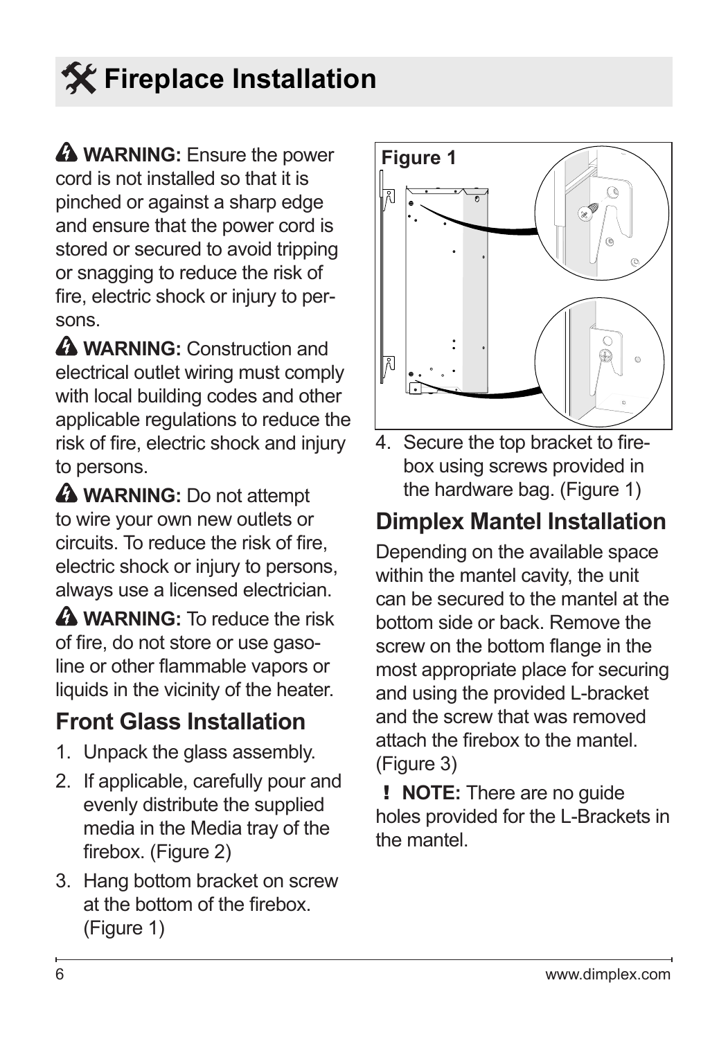# Fireplace Installation

**WARNING:** Ensure the power cord is not installed so that it is pinched or against a sharp edge and ensure that the power cord is stored or secured to avoid tripping or snagging to reduce the risk of fire, electric shock or injury to persons.

**WARNING:** Construction and electrical outlet wiring must comply with local building codes and other applicable regulations to reduce the risk of fire, electric shock and injury to persons.

**WARNING:** Do not attempt to wire your own new outlets or circuits. To reduce the risk of fire, electric shock or injury to persons, always use a licensed electrician.

**WARNING:** To reduce the risk of fire, do not store or use gasoline or other flammable vapors or liquids in the vicinity of the heater.

## Front Glass Installation

1. Unpack the glass assembly.
2. If applicable, carefully pour and evenly distribute the supplied media in the Media tray of the firebox. (Figure 2)
3. Hang bottom bracket on screw at the bottom of the firebox. (Figure 1)

**Figure 1**

4. Secure the top bracket to firebox using screws provided in the hardware bag. (Figure 1)

## Dimplex Mantel Installation

Depending on the available space within the mantel cavity, the unit can be secured to the mantel at the bottom side or back. Remove the screw on the bottom flange in the most appropriate place for securing and using the provided L-bracket and the screw that was removed attach the firebox to the mantel. (Figure 3)

**! NOTE:** There are no guide holes provided for the L-Brackets in the mantel.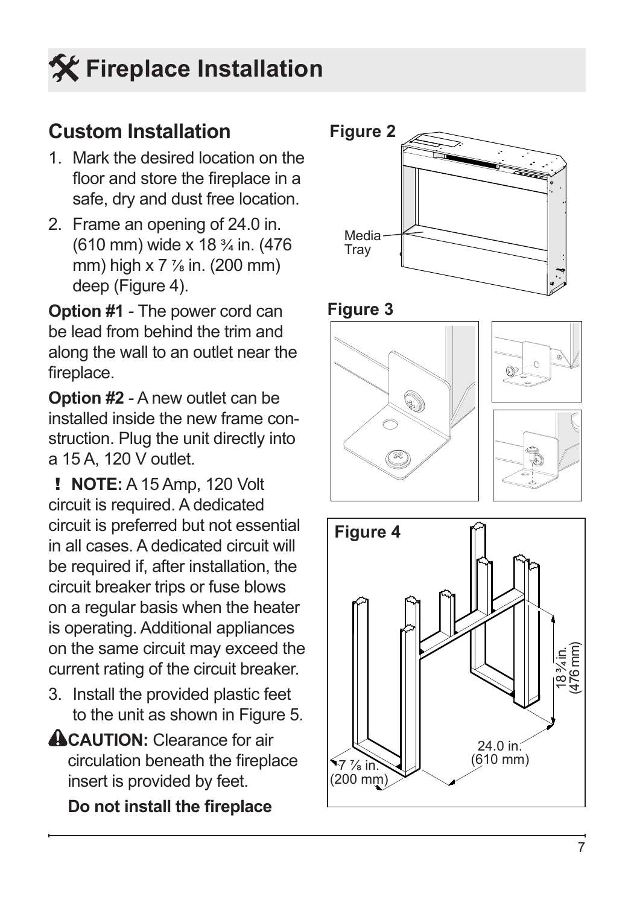# Fireplace Installation

## Custom Installation

1. Mark the desired location on the floor and store the fireplace in a safe, dry and dust free location.
2. Frame an opening of 24.0 in. (610 mm) wide x 18 ¾ in. (476 mm) high x 7 ⅞ in. (200 mm) deep (Figure 4).

**Option #1** - The power cord can be lead from behind the trim and along the wall to an outlet near the fireplace.

**Option #2** - A new outlet can be installed inside the new frame construction. Plug the unit directly into a 15 A, 120 V outlet.

**! NOTE:** A 15 Amp, 120 Volt circuit is required. A dedicated circuit is preferred but not essential in all cases. A dedicated circuit will be required if, after installation, the circuit breaker trips or fuse blows on a regular basis when the heater is operating. Additional appliances on the same circuit may exceed the current rating of the circuit breaker.

3. Install the provided plastic feet to the unit as shown in Figure 5.

**CAUTION:** Clearance for air circulation beneath the fireplace insert is provided by feet.

**Do not install the fireplace**

**Figure 2**

Media Tray

**Figure 3**

**Figure 4**

18 ¾ in. (476 mm)

24.0 in. (610 mm)

7 ⅞ in. (200 mm)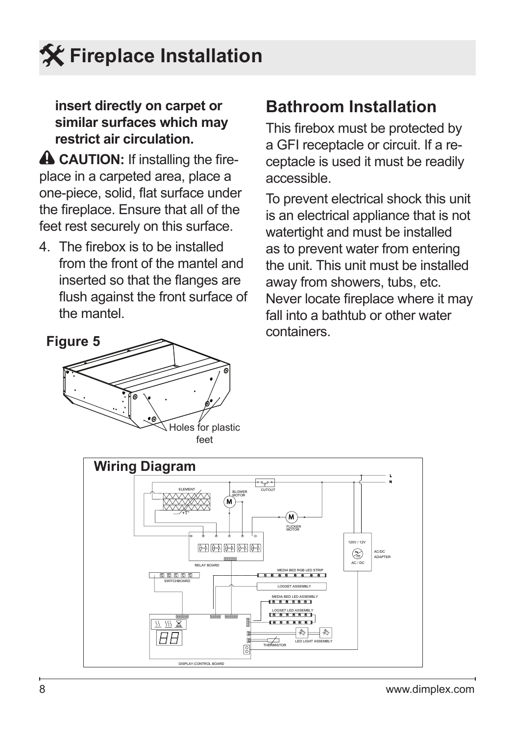# Fireplace Installation

**insert directly on carpet or similar surfaces which may restrict air circulation.**

**CAUTION:** If installing the fireplace in a carpeted area, place a one-piece, solid, flat surface under the fireplace. Ensure that all of the feet rest securely on this surface.

4. The firebox is to be installed from the front of the mantel and inserted so that the flanges are flush against the front surface of the mantel.

**Figure 5**

Holes for plastic feet

## Bathroom Installation

This firebox must be protected by a GFI receptacle or circuit. If a receptacle is used it must be readily accessible.

To prevent electrical shock this unit is an electrical appliance that is not watertight and must be installed as to prevent water from entering the unit. This unit must be installed away from showers, tubs, etc. Never locate fireplace where it may fall into a bathtub or other water containers.

## Wiring Diagram

L
N
ELEMENT
BLOWER MOTOR
CUTOUT
FLICKER MOTOR
RELAY BOARD
120V / 12V
AC/DC ADAPTER
AC / DC
SWITCHBOARD
MEDIA BED RGB LED STRIP
LOGSET ASSEMBLY
MEDIA BED LED ASSEMBLY
LOGSET LED ASSEMBLY
THERMISTOR
LED LIGHT ASSEMBLY
DISPLAY-CONTROL BOARD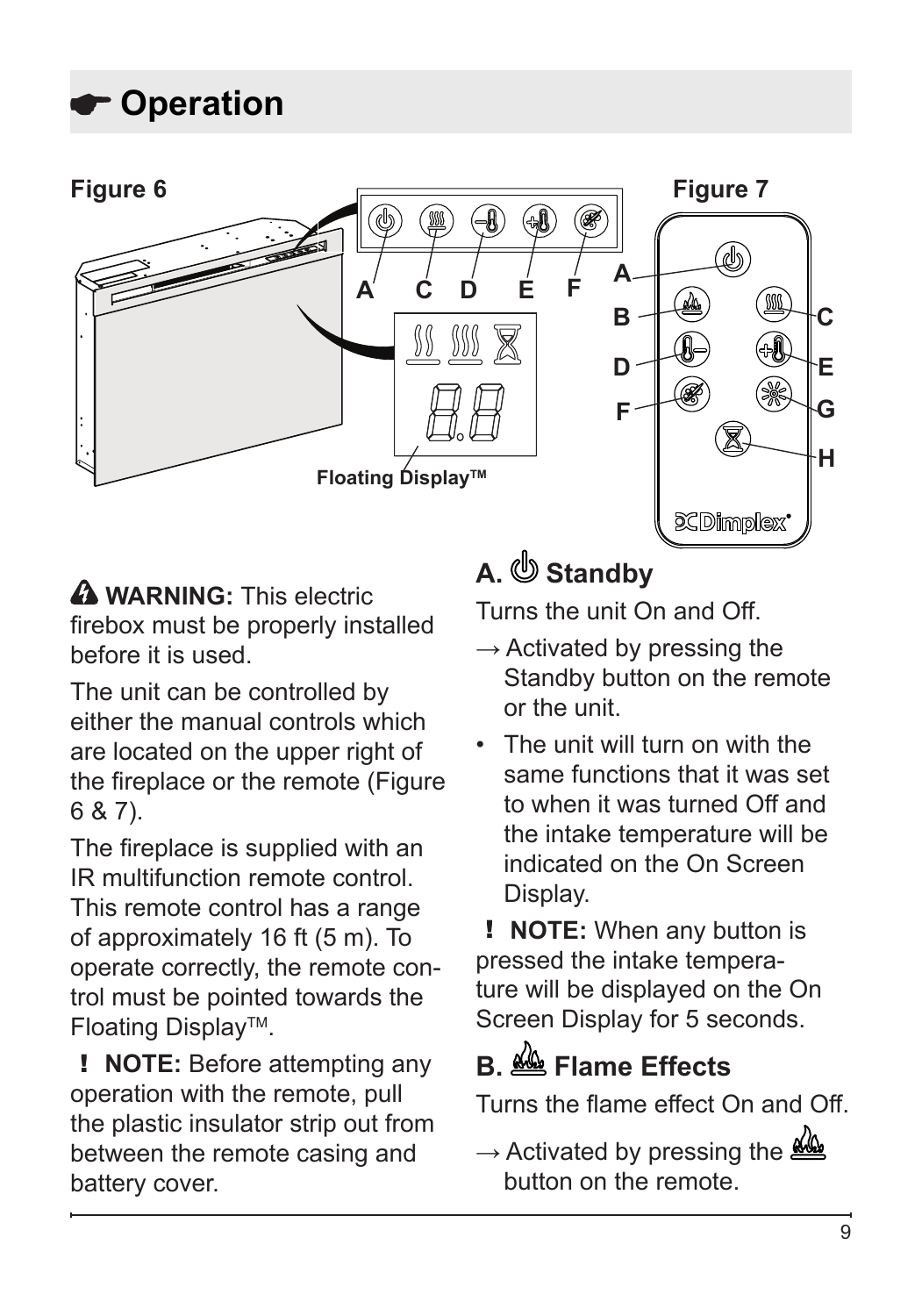# ☛ Operation

Figure 6

Figure 7

Floating Display™

⚠ **WARNING:** This electric firebox must be properly installed before it is used.

The unit can be controlled by either the manual controls which are located on the upper right of the fireplace or the remote (Figure 6 & 7).

The fireplace is supplied with an IR multifunction remote control. This remote control has a range of approximately 16 ft (5 m). To operate correctly, the remote control must be pointed towards the Floating Display™.

**! NOTE:** Before attempting any operation with the remote, pull the plastic insulator strip out from between the remote casing and battery cover.

## A. Standby

Turns the unit On and Off.

→ Activated by pressing the Standby button on the remote or the unit.

- The unit will turn on with the same functions that it was set to when it was turned Off and the intake temperature will be indicated on the On Screen Display.

**! NOTE:** When any button is pressed the intake temperature will be displayed on the On Screen Display for 5 seconds.

## B. Flame Effects

Turns the flame effect On and Off.

→ Activated by pressing the button on the remote.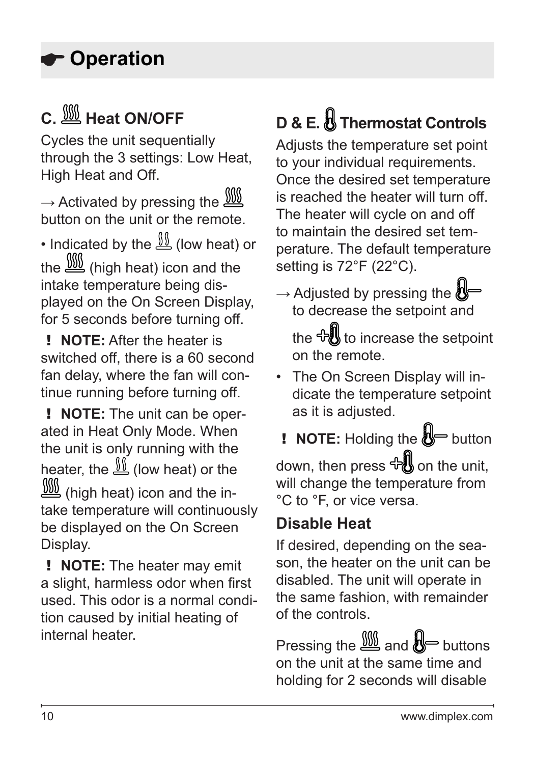# ☛ Operation

## C. Heat ON/OFF

Cycles the unit sequentially through the 3 settings: Low Heat, High Heat and Off.

→ Activated by pressing the button on the unit or the remote.

• Indicated by the (low heat) or the (high heat) icon and the intake temperature being displayed on the On Screen Display, for 5 seconds before turning off.

**! NOTE:** After the heater is switched off, there is a 60 second fan delay, where the fan will continue running before turning off.

**! NOTE:** The unit can be operated in Heat Only Mode. When the unit is only running with the heater, the (low heat) or the (high heat) icon and the intake temperature will continuously be displayed on the On Screen Display.

**! NOTE:** The heater may emit a slight, harmless odor when first used. This odor is a normal condition caused by initial heating of internal heater.

## D & E. Thermostat Controls

Adjusts the temperature set point to your individual requirements. Once the desired set temperature is reached the heater will turn off. The heater will cycle on and off to maintain the desired set temperature. The default temperature setting is 72°F (22°C).

→ Adjusted by pressing the – to decrease the setpoint and the + to increase the setpoint on the remote.

- The On Screen Display will indicate the temperature setpoint as it is adjusted.

**! NOTE:** Holding the – button down, then press + on the unit, will change the temperature from °C to °F, or vice versa.

### Disable Heat

If desired, depending on the season, the heater on the unit can be disabled. The unit will operate in the same fashion, with remainder of the controls.

Pressing the and – buttons on the unit at the same time and holding for 2 seconds will disable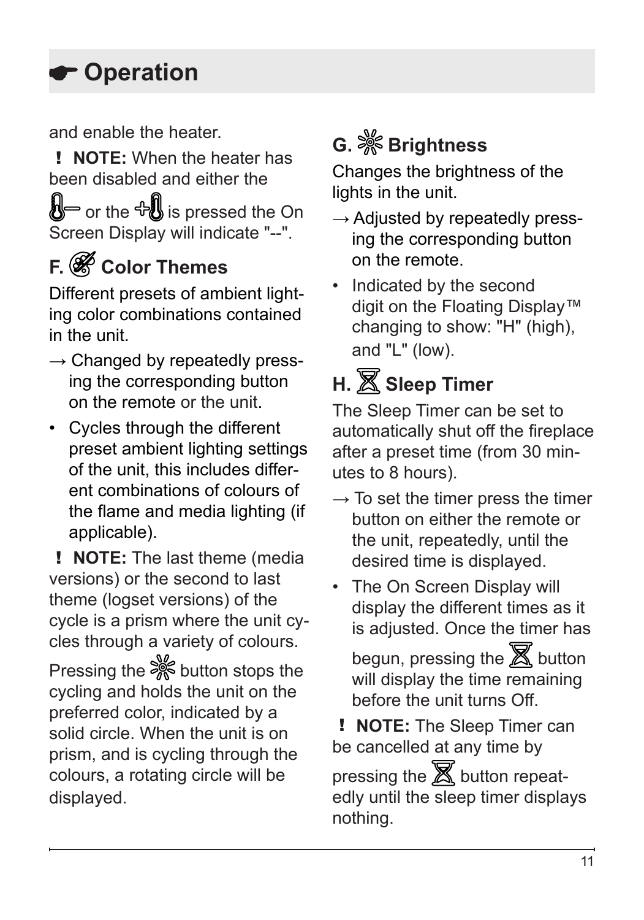# ☛ Operation

and enable the heater.

**! NOTE:** When the heater has been disabled and either the [thermometer −] or the [+ thermometer] is pressed the On Screen Display will indicate "--".

## F. Color Themes

Different presets of ambient lighting color combinations contained in the unit.

→ Changed by repeatedly pressing the corresponding button on the remote or the unit.

- Cycles through the different preset ambient lighting settings of the unit, this includes different combinations of colours of the flame and media lighting (if applicable).

**! NOTE:** The last theme (media versions) or the second to last theme (logset versions) of the cycle is a prism where the unit cycles through a variety of colours.

Pressing the [brightness] button stops the cycling and holds the unit on the preferred color, indicated by a solid circle. When the unit is on prism, and is cycling through the colours, a rotating circle will be displayed.

## G. Brightness

Changes the brightness of the lights in the unit.

→ Adjusted by repeatedly pressing the corresponding button on the remote.

- Indicated by the second digit on the Floating Display™ changing to show: "H" (high), and "L" (low).

## H. Sleep Timer

The Sleep Timer can be set to automatically shut off the fireplace after a preset time (from 30 minutes to 8 hours).

→ To set the timer press the timer button on either the remote or the unit, repeatedly, until the desired time is displayed.

- The On Screen Display will display the different times as it is adjusted. Once the timer has begun, pressing the [timer] button will display the time remaining before the unit turns Off.

**! NOTE:** The Sleep Timer can be cancelled at any time by pressing the [timer] button repeatedly until the sleep timer displays nothing.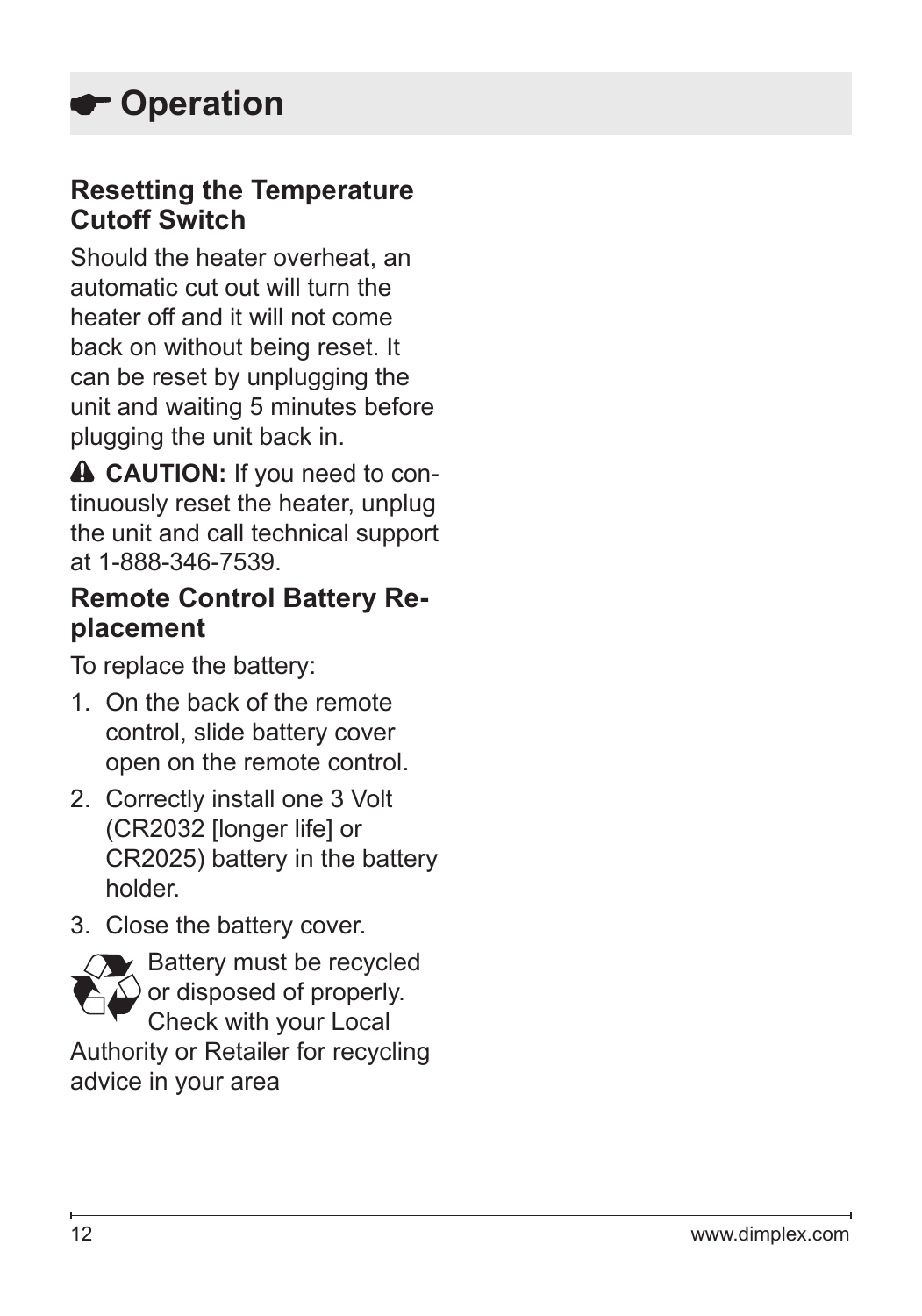# ☛ Operation

## Resetting the Temperature Cutoff Switch

Should the heater overheat, an automatic cut out will turn the heater off and it will not come back on without being reset. It can be reset by unplugging the unit and waiting 5 minutes before plugging the unit back in.

⚠ **CAUTION:** If you need to continuously reset the heater, unplug the unit and call technical support at 1-888-346-7539.

## Remote Control Battery Replacement

To replace the battery:

1. On the back of the remote control, slide battery cover open on the remote control.
2. Correctly install one 3 Volt (CR2032 [longer life] or CR2025) battery in the battery holder.
3. Close the battery cover.

♻ Battery must be recycled or disposed of properly. Check with your Local Authority or Retailer for recycling advice in your area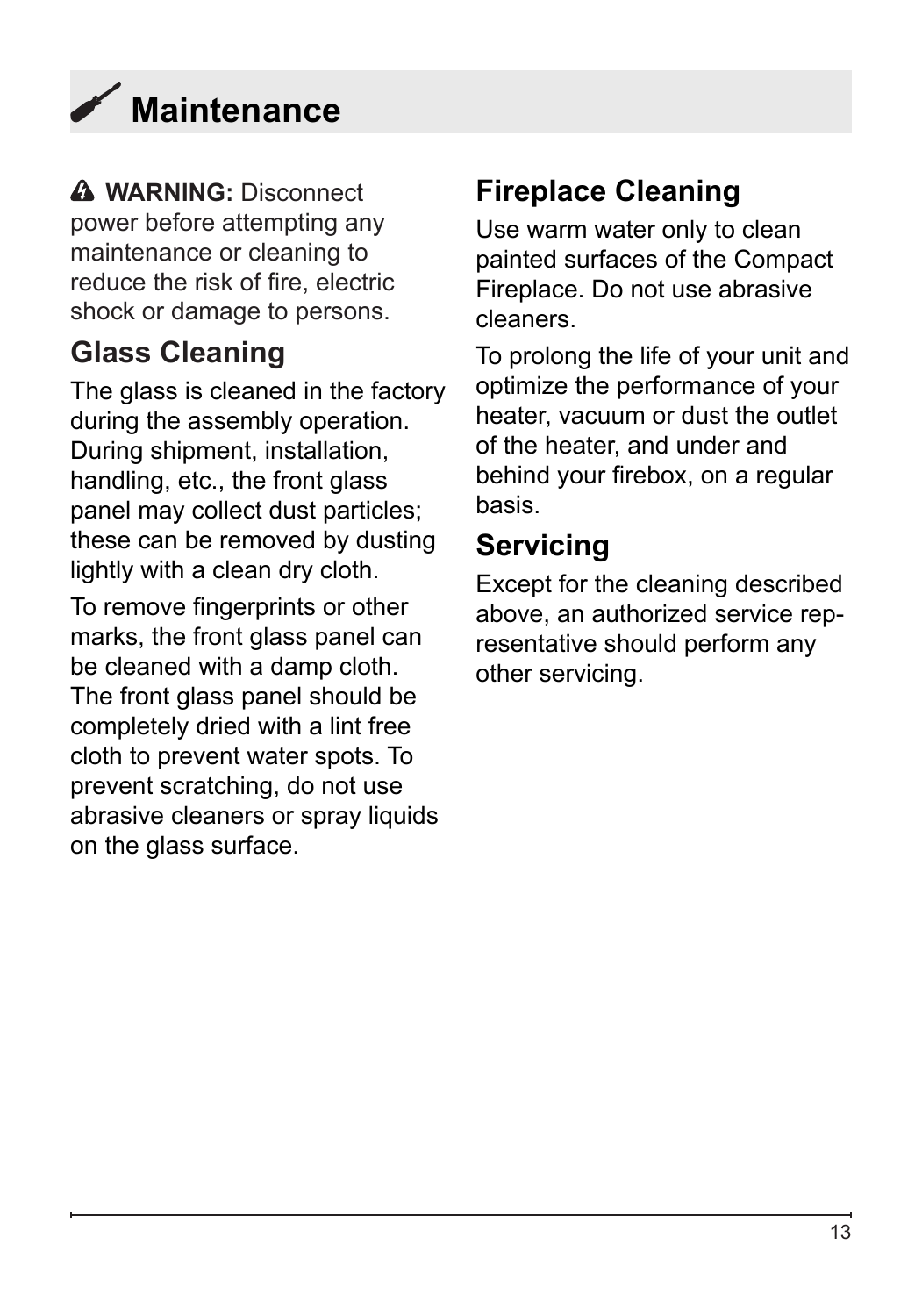# Maintenance

⚠ **WARNING:** Disconnect power before attempting any maintenance or cleaning to reduce the risk of fire, electric shock or damage to persons.

## Glass Cleaning

The glass is cleaned in the factory during the assembly operation. During shipment, installation, handling, etc., the front glass panel may collect dust particles; these can be removed by dusting lightly with a clean dry cloth.

To remove fingerprints or other marks, the front glass panel can be cleaned with a damp cloth. The front glass panel should be completely dried with a lint free cloth to prevent water spots. To prevent scratching, do not use abrasive cleaners or spray liquids on the glass surface.

## Fireplace Cleaning

Use warm water only to clean painted surfaces of the Compact Fireplace. Do not use abrasive cleaners.

To prolong the life of your unit and optimize the performance of your heater, vacuum or dust the outlet of the heater, and under and behind your firebox, on a regular basis.

## Servicing

Except for the cleaning described above, an authorized service representative should perform any other servicing.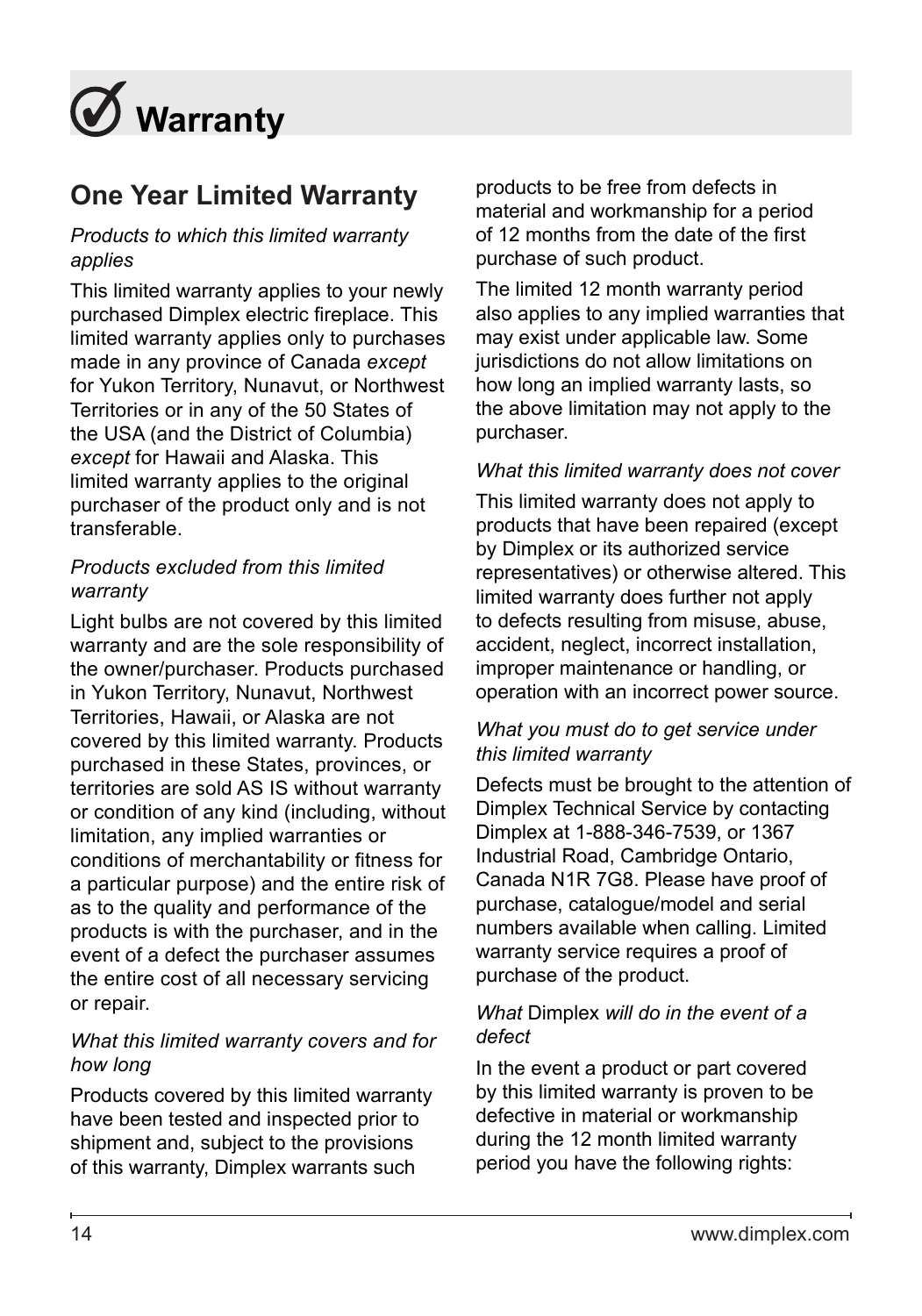# Warranty

## One Year Limited Warranty

*Products to which this limited warranty applies*

This limited warranty applies to your newly purchased Dimplex electric fireplace. This limited warranty applies only to purchases made in any province of Canada *except* for Yukon Territory, Nunavut, or Northwest Territories or in any of the 50 States of the USA (and the District of Columbia) *except* for Hawaii and Alaska. This limited warranty applies to the original purchaser of the product only and is not transferable.

*Products excluded from this limited warranty*

Light bulbs are not covered by this limited warranty and are the sole responsibility of the owner/purchaser. Products purchased in Yukon Territory, Nunavut, Northwest Territories, Hawaii, or Alaska are not covered by this limited warranty. Products purchased in these States, provinces, or territories are sold AS IS without warranty or condition of any kind (including, without limitation, any implied warranties or conditions of merchantability or fitness for a particular purpose) and the entire risk of as to the quality and performance of the products is with the purchaser, and in the event of a defect the purchaser assumes the entire cost of all necessary servicing or repair.

*What this limited warranty covers and for how long*

Products covered by this limited warranty have been tested and inspected prior to shipment and, subject to the provisions of this warranty, Dimplex warrants such products to be free from defects in material and workmanship for a period of 12 months from the date of the first purchase of such product.

The limited 12 month warranty period also applies to any implied warranties that may exist under applicable law. Some jurisdictions do not allow limitations on how long an implied warranty lasts, so the above limitation may not apply to the purchaser.

*What this limited warranty does not cover*

This limited warranty does not apply to products that have been repaired (except by Dimplex or its authorized service representatives) or otherwise altered. This limited warranty does further not apply to defects resulting from misuse, abuse, accident, neglect, incorrect installation, improper maintenance or handling, or operation with an incorrect power source.

*What you must do to get service under this limited warranty*

Defects must be brought to the attention of Dimplex Technical Service by contacting Dimplex at 1-888-346-7539, or 1367 Industrial Road, Cambridge Ontario, Canada N1R 7G8. Please have proof of purchase, catalogue/model and serial numbers available when calling. Limited warranty service requires a proof of purchase of the product.

*What* Dimplex *will do in the event of a defect*

In the event a product or part covered by this limited warranty is proven to be defective in material or workmanship during the 12 month limited warranty period you have the following rights: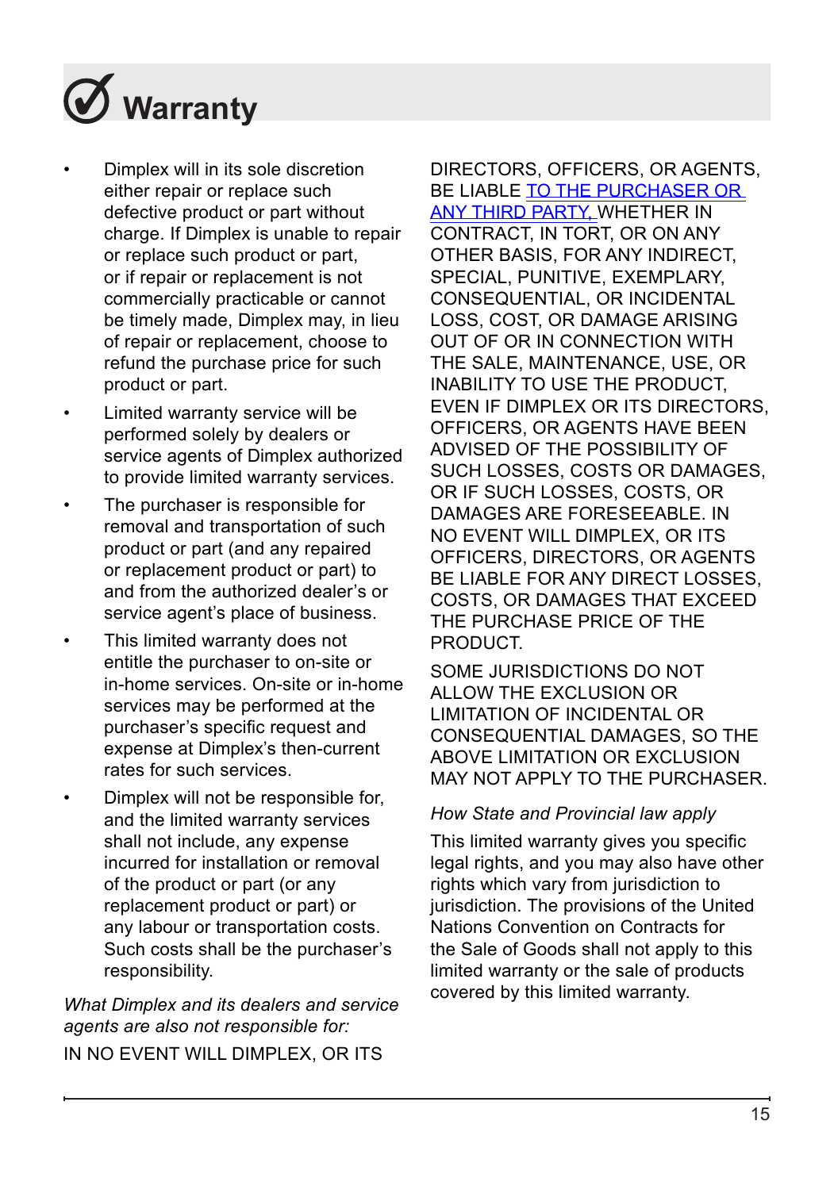# Warranty

- Dimplex will in its sole discretion either repair or replace such defective product or part without charge. If Dimplex is unable to repair or replace such product or part, or if repair or replacement is not commercially practicable or cannot be timely made, Dimplex may, in lieu of repair or replacement, choose to refund the purchase price for such product or part.
- Limited warranty service will be performed solely by dealers or service agents of Dimplex authorized to provide limited warranty services.
- The purchaser is responsible for removal and transportation of such product or part (and any repaired or replacement product or part) to and from the authorized dealer's or service agent's place of business.
- This limited warranty does not entitle the purchaser to on-site or in-home services. On-site or in-home services may be performed at the purchaser's specific request and expense at Dimplex's then-current rates for such services.
- Dimplex will not be responsible for, and the limited warranty services shall not include, any expense incurred for installation or removal of the product or part (or any replacement product or part) or any labour or transportation costs. Such costs shall be the purchaser's responsibility.

*What Dimplex and its dealers and service agents are also not responsible for:*

IN NO EVENT WILL DIMPLEX, OR ITS DIRECTORS, OFFICERS, OR AGENTS, BE LIABLE TO THE PURCHASER OR ANY THIRD PARTY, WHETHER IN CONTRACT, IN TORT, OR ON ANY OTHER BASIS, FOR ANY INDIRECT, SPECIAL, PUNITIVE, EXEMPLARY, CONSEQUENTIAL, OR INCIDENTAL LOSS, COST, OR DAMAGE ARISING OUT OF OR IN CONNECTION WITH THE SALE, MAINTENANCE, USE, OR INABILITY TO USE THE PRODUCT, EVEN IF DIMPLEX OR ITS DIRECTORS, OFFICERS, OR AGENTS HAVE BEEN ADVISED OF THE POSSIBILITY OF SUCH LOSSES, COSTS OR DAMAGES, OR IF SUCH LOSSES, COSTS, OR DAMAGES ARE FORESEEABLE. IN NO EVENT WILL DIMPLEX, OR ITS OFFICERS, DIRECTORS, OR AGENTS BE LIABLE FOR ANY DIRECT LOSSES, COSTS, OR DAMAGES THAT EXCEED THE PURCHASE PRICE OF THE PRODUCT.

SOME JURISDICTIONS DO NOT ALLOW THE EXCLUSION OR LIMITATION OF INCIDENTAL OR CONSEQUENTIAL DAMAGES, SO THE ABOVE LIMITATION OR EXCLUSION MAY NOT APPLY TO THE PURCHASER.

*How State and Provincial law apply*

This limited warranty gives you specific legal rights, and you may also have other rights which vary from jurisdiction to jurisdiction. The provisions of the United Nations Convention on Contracts for the Sale of Goods shall not apply to this limited warranty or the sale of products covered by this limited warranty.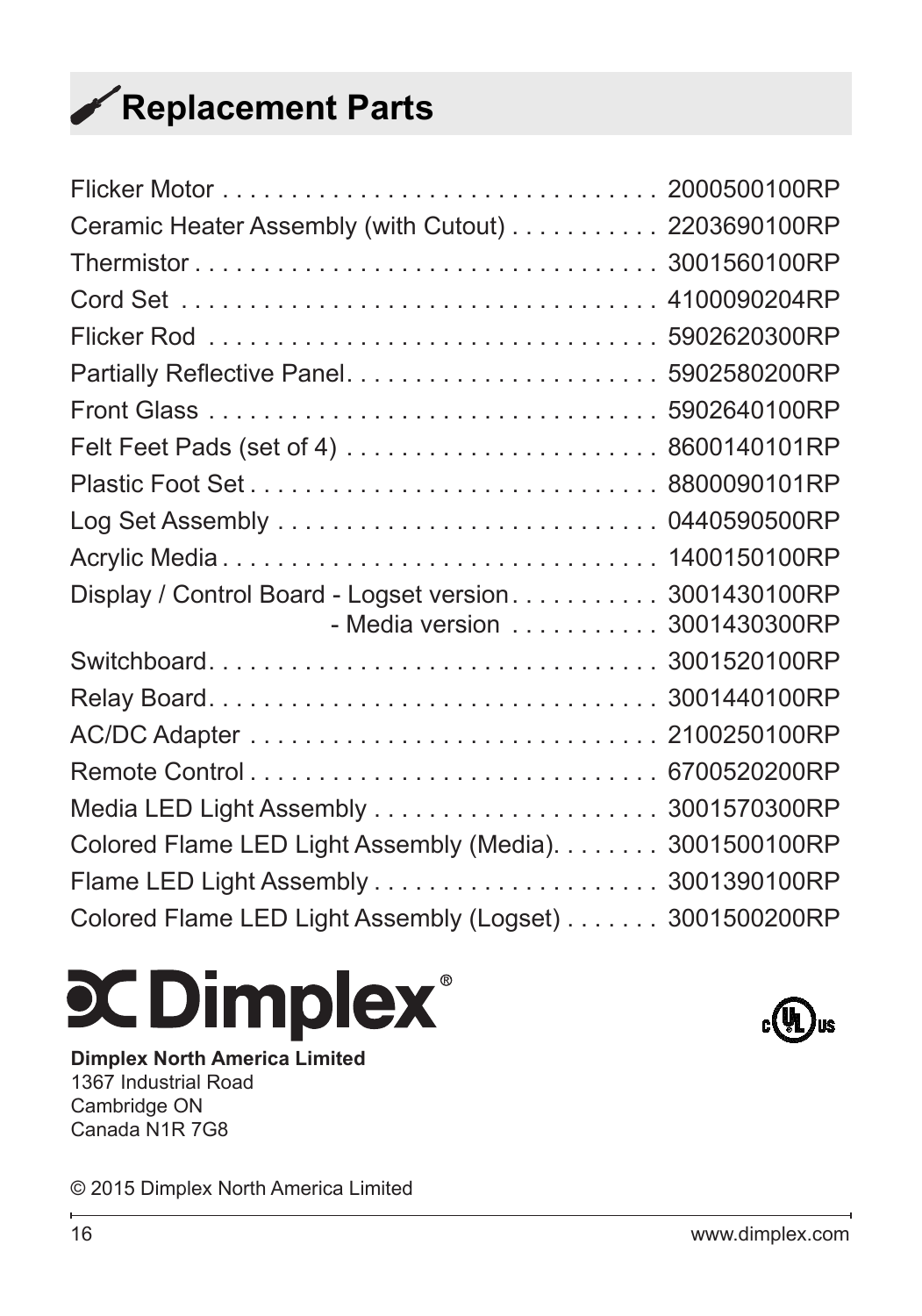## Replacement Parts

| | |
|---|---|
| Flicker Motor | 2000500100RP |
| Ceramic Heater Assembly (with Cutout) | 2203690100RP |
| Thermistor | 3001560100RP |
| Cord Set | 4100090204RP |
| Flicker Rod | 5902620300RP |
| Partially Reflective Panel | 5902580200RP |
| Front Glass | 5902640100RP |
| Felt Feet Pads (set of 4) | 8600140101RP |
| Plastic Foot Set | 8800090101RP |
| Log Set Assembly | 0440590500RP |
| Acrylic Media | 1400150100RP |
| Display / Control Board - Logset version | 3001430100RP |
| - Media version | 3001430300RP |
| Switchboard | 3001520100RP |
| Relay Board | 3001440100RP |
| AC/DC Adapter | 2100250100RP |
| Remote Control | 6700520200RP |
| Media LED Light Assembly | 3001570300RP |
| Colored Flame LED Light Assembly (Media) | 3001500100RP |
| Flame LED Light Assembly | 3001390100RP |
| Colored Flame LED Light Assembly (Logset) | 3001500200RP |

Dimplex®

**Dimplex North America Limited**
1367 Industrial Road
Cambridge ON
Canada N1R 7G8

c UL us

© 2015 Dimplex North America Limited

www.dimplex.com